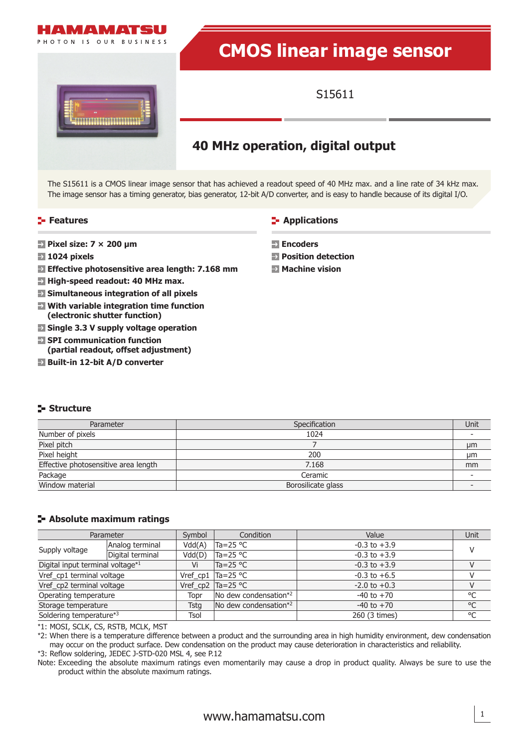# CMOS linear image sensor

S15611

## 40 MHz operation, digital output

The S15611 is a CMOS linear image sensor that has achieved a readout speed of 40 MHz max. and a line rate of 34 kHz max. The image sensor has a timing generator, bias generator, 12-bit A/D converter, and is easy to handle because of its digital I/O.

### Features

- **Pixel size: 7 × 200 μm**
- **1024 pixels**
- **Effective photosensitive area length: 7.168 mm**
- **High-speed readout: 40 MHz max.**
- **Simultaneous integration of all pixels**
- **With variable integration time function (electronic shutter function)**
- **Single 3.3 V supply voltage operation**
- **SPI communication function (partial readout, offset adjustment)**
- **Built-in 12-bit A/D converter**

### Applications

- **Encoders**
- **Position detection**
- **Machine vision**

### Structure

| Parameter | Specification | Unit |
|---|---|---|
| Number of pixels | 1024 | - |
| Pixel pitch | 7 | μm |
| Pixel height | 200 | μm |
| Effective photosensitive area length | 7.168 | mm |
| Package | Ceramic | - |
| Window material | Borosilicate glass | - |

### Absolute maximum ratings

| Parameter | | Symbol | Condition | Value | Unit |
|---|---|---|---|---|---|
| Supply voltage | Analog terminal | Vdd(A) | Ta=25 °C | -0.3 to +3.9 | V |
| | Digital terminal | Vdd(D) | Ta=25 °C | -0.3 to +3.9 | |
| Digital input terminal voltage*1 | | Vi | Ta=25 °C | -0.3 to +3.9 | V |
| Vref_cp1 terminal voltage | | Vref_cp1 | Ta=25 °C | -0.3 to +6.5 | V |
| Vref_cp2 terminal voltage | | Vref_cp2 | Ta=25 °C | -2.0 to +0.3 | V |
| Operating temperature | | Topr | No dew condensation*2 | -40 to +70 | °C |
| Storage temperature | | Tstg | No dew condensation*2 | -40 to +70 | °C |
| Soldering temperature*3 | | Tsol | | 260 (3 times) | °C |

*1: MOSI, SCLK, CS, RSTB, MCLK, MST

*2: When there is a temperature difference between a product and the surrounding area in high humidity environment, dew condensation may occur on the product surface. Dew condensation on the product may cause deterioration in characteristics and reliability.

*3: Reflow soldering, JEDEC J-STD-020 MSL 4, see P.12

Note: Exceeding the absolute maximum ratings even momentarily may cause a drop in product quality. Always be sure to use the product within the absolute maximum ratings.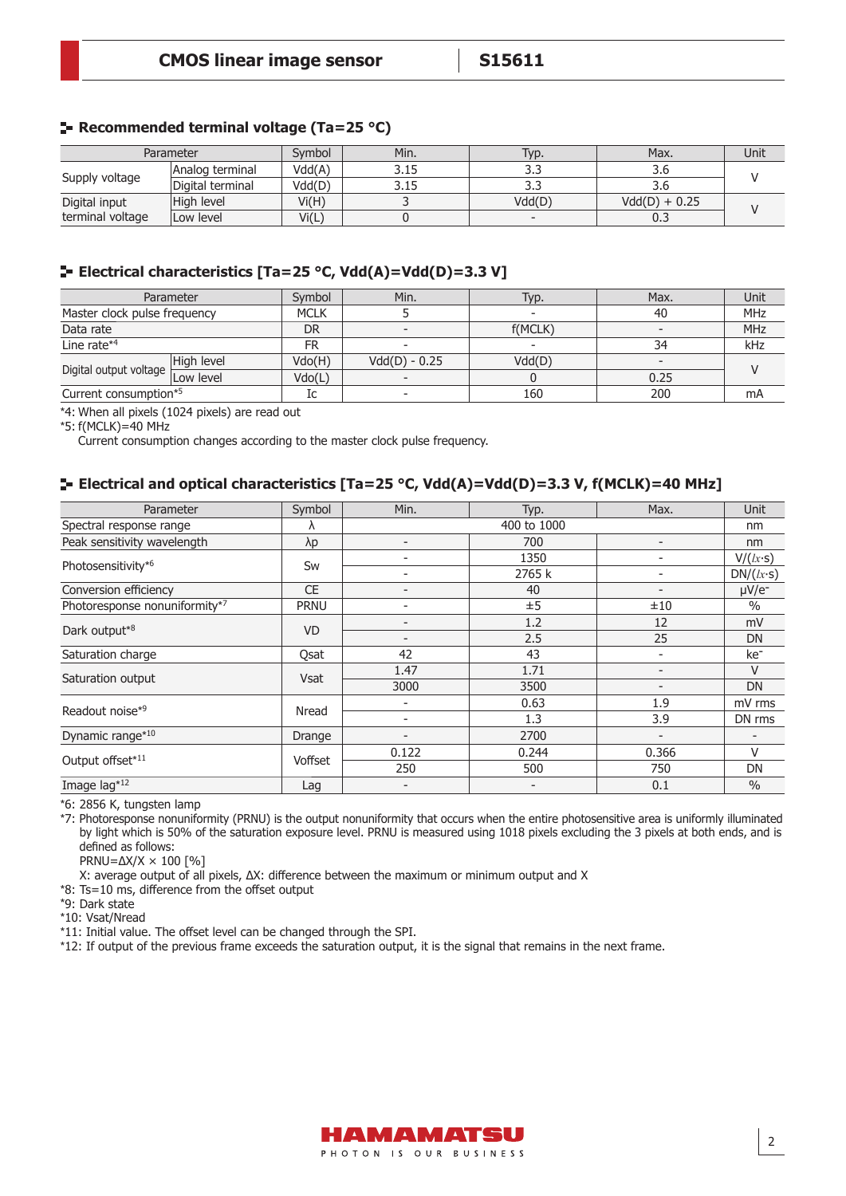## Recommended terminal voltage (Ta=25 °C)

| Parameter | | Symbol | Min. | Typ. | Max. | Unit |
|---|---|---|---|---|---|---|
| Supply voltage | Analog terminal | Vdd(A) | 3.15 | 3.3 | 3.6 | V |
| | Digital terminal | Vdd(D) | 3.15 | 3.3 | 3.6 | |
| Digital input terminal voltage | High level | Vi(H) | 3 | Vdd(D) | Vdd(D) + 0.25 | V |
| | Low level | Vi(L) | 0 | - | 0.3 | |

## Electrical characteristics [Ta=25 °C, Vdd(A)=Vdd(D)=3.3 V]

| Parameter | | Symbol | Min. | Typ. | Max. | Unit |
|---|---|---|---|---|---|---|
| Master clock pulse frequency | | MCLK | 5 | - | 40 | MHz |
| Data rate | | DR | - | f(MCLK) | - | MHz |
| Line rate*4 | | FR | - | - | 34 | kHz |
| Digital output voltage | High level | Vdo(H) | Vdd(D) - 0.25 | Vdd(D) | - | V |
| | Low level | Vdo(L) | - | 0 | 0.25 | |
| Current consumption*5 | | Ic | - | 160 | 200 | mA |

*4: When all pixels (1024 pixels) are read out
*5: f(MCLK)=40 MHz
Current consumption changes according to the master clock pulse frequency.

## Electrical and optical characteristics [Ta=25 °C, Vdd(A)=Vdd(D)=3.3 V, f(MCLK)=40 MHz]

| Parameter | Symbol | Min. | Typ. | Max. | Unit |
|---|---|---|---|---|---|
| Spectral response range | λ | | 400 to 1000 | | nm |
| Peak sensitivity wavelength | λp | - | 700 | - | nm |
| Photosensitivity*6 | Sw | - | 1350 | - | V/(lx·s) |
| | | - | 2765 k | - | DN/(lx·s) |
| Conversion efficiency | CE | - | 40 | - | µV/e⁻ |
| Photoresponse nonuniformity*7 | PRNU | - | ±5 | ±10 | % |
| Dark output*8 | VD | - | 1.2 | 12 | mV |
| | | - | 2.5 | 25 | DN |
| Saturation charge | Qsat | 42 | 43 | - | ke⁻ |
| Saturation output | Vsat | 1.47 | 1.71 | - | V |
| | | 3000 | 3500 | - | DN |
| Readout noise*9 | Nread | - | 0.63 | 1.9 | mV rms |
| | | - | 1.3 | 3.9 | DN rms |
| Dynamic range*10 | Drange | - | 2700 | - | - |
| Output offset*11 | Voffset | 0.122 | 0.244 | 0.366 | V |
| | | 250 | 500 | 750 | DN |
| Image lag*12 | Lag | - | - | 0.1 | % |

*6: 2856 K, tungsten lamp
*7: Photoresponse nonuniformity (PRNU) is the output nonuniformity that occurs when the entire photosensitive area is uniformly illuminated by light which is 50% of the saturation exposure level. PRNU is measured using 1018 pixels excluding the 3 pixels at both ends, and is defined as follows:
PRNU=ΔX/X × 100 [%]
X: average output of all pixels, ΔX: difference between the maximum or minimum output and X
*8: Ts=10 ms, difference from the offset output
*9: Dark state
*10: Vsat/Nread
*11: Initial value. The offset level can be changed through the SPI.
*12: If output of the previous frame exceeds the saturation output, it is the signal that remains in the next frame.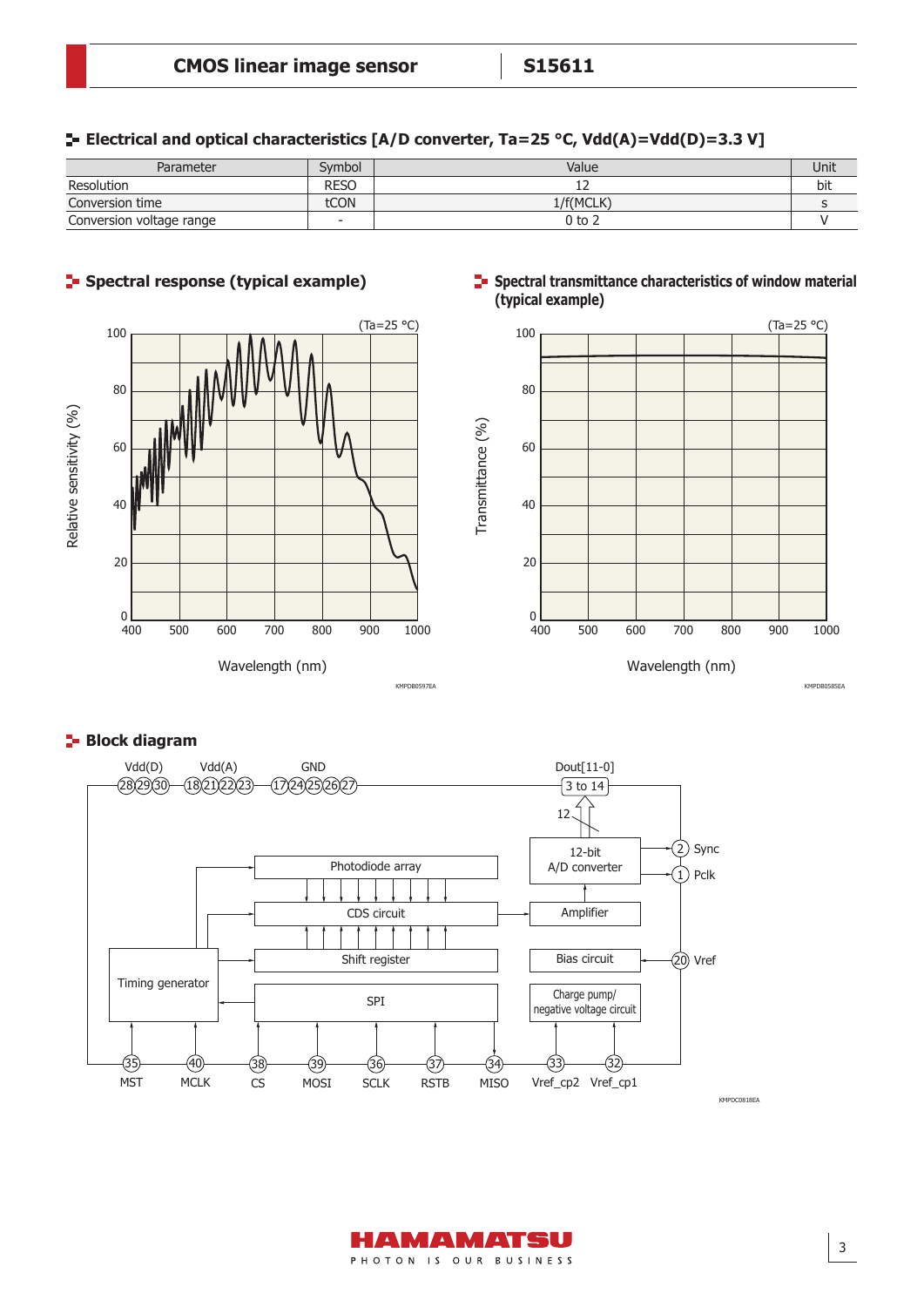## Electrical and optical characteristics [A/D converter, Ta=25 °C, Vdd(A)=Vdd(D)=3.3 V]

| Parameter | Symbol | Value | Unit |
| --- | --- | --- | --- |
| Resolution | RESO | 12 | bit |
| Conversion time | tCON | 1/f(MCLK) | s |
| Conversion voltage range | - | 0 to 2 | V |

## Spectral response (typical example)

(Ta=25 °C)

Relative sensitivity (%)

Wavelength (nm)

KMPDB0597EA

## Spectral transmittance characteristics of window material (typical example)

(Ta=25 °C)

Transmittance (%)

Wavelength (nm)

KMPDB0585EA

## Block diagram

Vdd(D) 28 29 30, Vdd(A) 18 21 22 23, GND 17 24 25 26 27, Dout[11-0] 3 to 14

Photodiode array, CDS circuit, Shift register, SPI, Timing generator, 12-bit A/D converter, Amplifier, Bias circuit, Charge pump/ negative voltage circuit

2 Sync, 1 Pclk, 20 Vref

35 MST, 40 MCLK, 38 CS, 39 MOSI, 36 SCLK, 37 RSTB, 34 MISO, 33 Vref_cp2, 32 Vref_cp1

KMPDC0818EA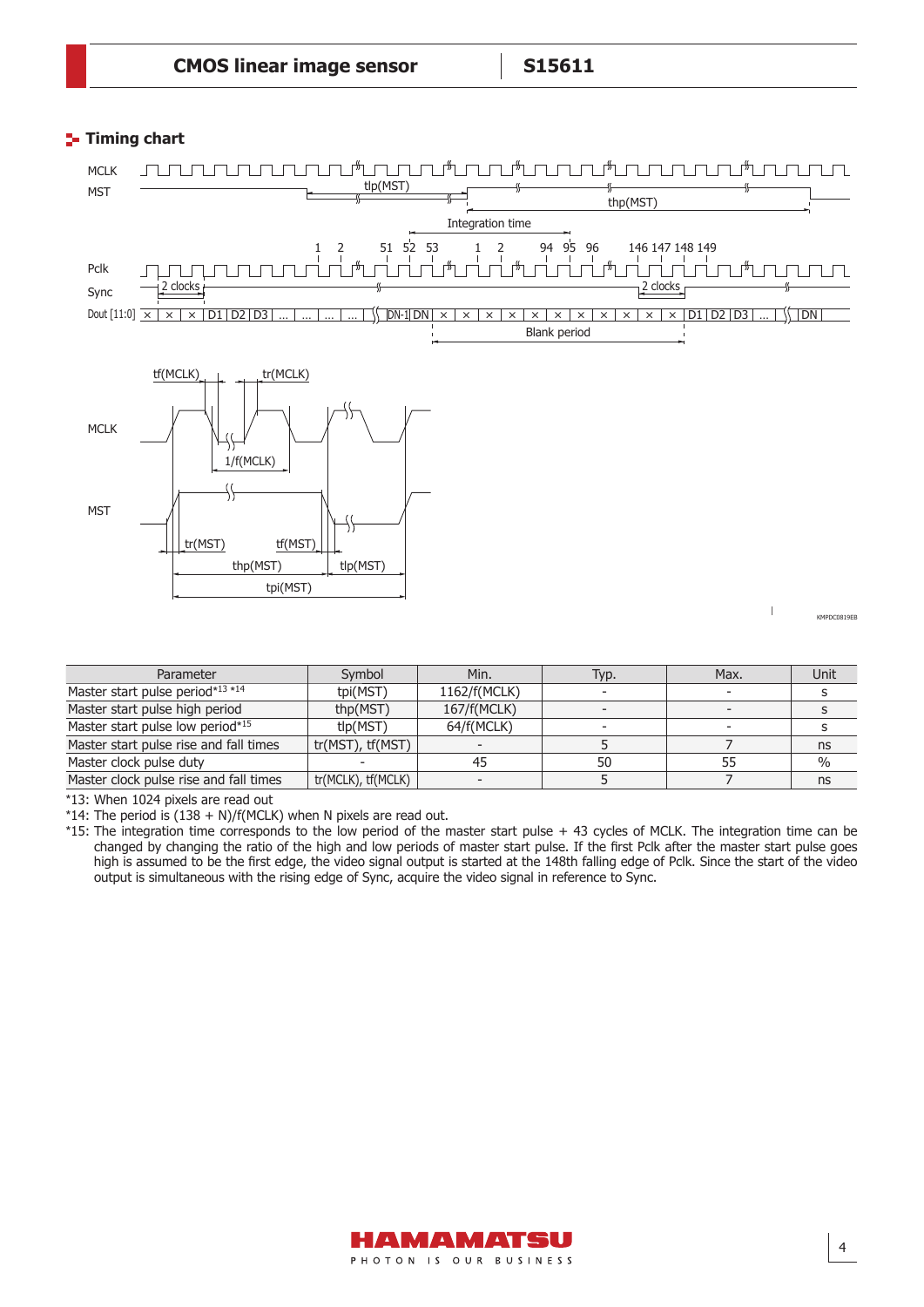## Timing chart

| Parameter | Symbol | Min. | Typ. | Max. | Unit |
|---|---|---|---|---|---|
| Master start pulse period*13 *14 | tpi(MST) | 1162/f(MCLK) | - | - | s |
| Master start pulse high period | thp(MST) | 167/f(MCLK) | - | - | s |
| Master start pulse low period*15 | tlp(MST) | 64/f(MCLK) | - | - | s |
| Master start pulse rise and fall times | tr(MST), tf(MST) | - | 5 | 7 | ns |
| Master clock pulse duty | - | 45 | 50 | 55 | % |
| Master clock pulse rise and fall times | tr(MCLK), tf(MCLK) | - | 5 | 7 | ns |

*13: When 1024 pixels are read out

*14: The period is (138 + N)/f(MCLK) when N pixels are read out.

*15: The integration time corresponds to the low period of the master start pulse + 43 cycles of MCLK. The integration time can be changed by changing the ratio of the high and low periods of master start pulse. If the first Pclk after the master start pulse goes high is assumed to be the first edge, the video signal output is started at the 148th falling edge of Pclk. Since the start of the video output is simultaneous with the rising edge of Sync, acquire the video signal in reference to Sync.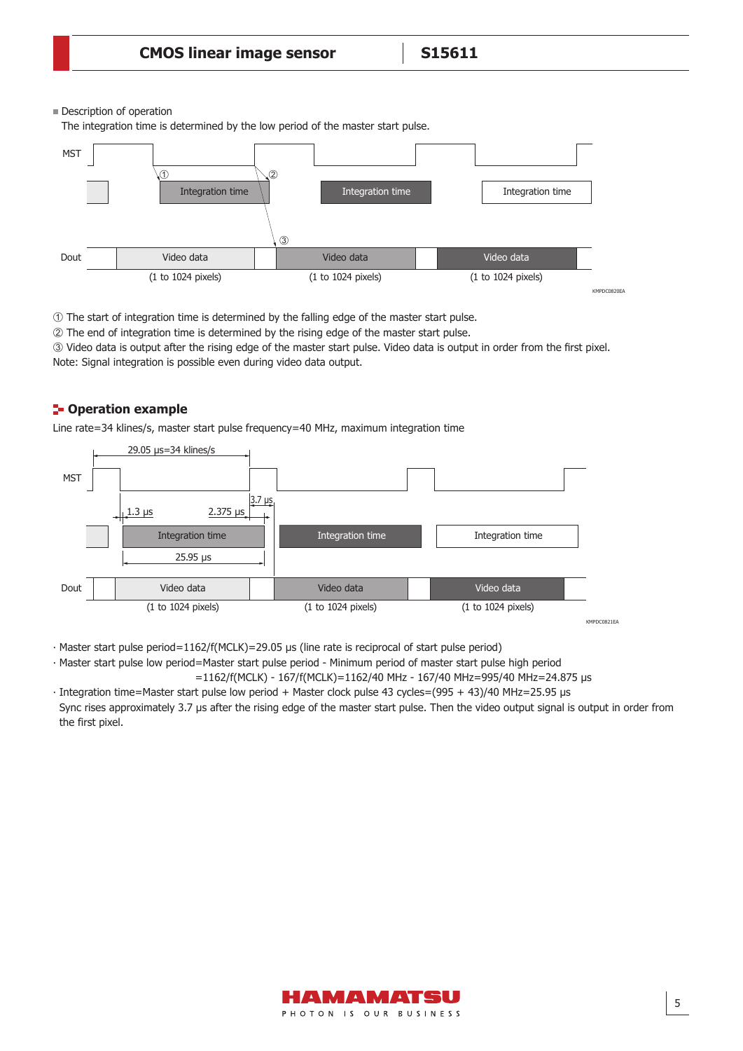■ Description of operation

The integration time is determined by the low period of the master start pulse.

① The start of integration time is determined by the falling edge of the master start pulse.
② The end of integration time is determined by the rising edge of the master start pulse.
③ Video data is output after the rising edge of the master start pulse. Video data is output in order from the first pixel.
Note: Signal integration is possible even during video data output.

## Operation example

Line rate=34 klines/s, master start pulse frequency=40 MHz, maximum integration time

· Master start pulse period=1162/f(MCLK)=29.05 µs (line rate is reciprocal of start pulse period)
· Master start pulse low period=Master start pulse period - Minimum period of master start pulse high period
=1162/f(MCLK) - 167/f(MCLK)=1162/40 MHz - 167/40 MHz=995/40 MHz=24.875 µs
· Integration time=Master start pulse low period + Master clock pulse 43 cycles=(995 + 43)/40 MHz=25.95 µs
Sync rises approximately 3.7 µs after the rising edge of the master start pulse. Then the video output signal is output in order from the first pixel.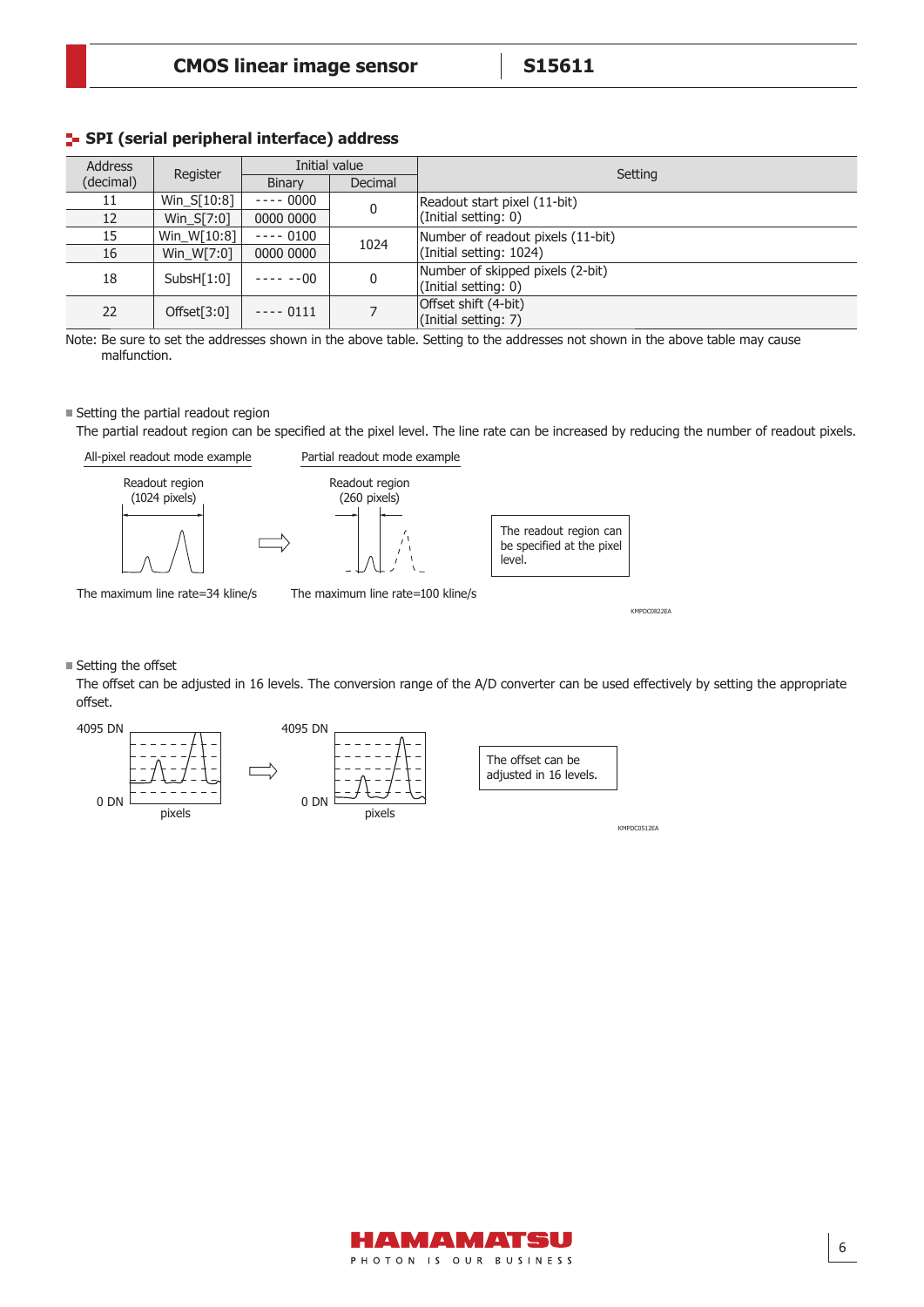## SPI (serial peripheral interface) address

| Address (decimal) | Register | Initial value | | Setting |
|---|---|---|---|---|
| | | Binary | Decimal | |
| 11 | Win_S[10:8] | ---- 0000 | 0 | Readout start pixel (11-bit)<br>(Initial setting: 0) |
| 12 | Win_S[7:0] | 0000 0000 | | |
| 15 | Win_W[10:8] | ---- 0100 | 1024 | Number of readout pixels (11-bit)<br>(Initial setting: 1024) |
| 16 | Win_W[7:0] | 0000 0000 | | |
| 18 | SubsH[1:0] | ---- --00 | 0 | Number of skipped pixels (2-bit)<br>(Initial setting: 0) |
| 22 | Offset[3:0] | ---- 0111 | 7 | Offset shift (4-bit)<br>(Initial setting: 7) |

Note: Be sure to set the addresses shown in the above table. Setting to the addresses not shown in the above table may cause malfunction.

■ Setting the partial readout region

The partial readout region can be specified at the pixel level. The line rate can be increased by reducing the number of readout pixels.

All-pixel readout mode example

Readout region (1024 pixels)

The maximum line rate=34 kline/s

Partial readout mode example

Readout region (260 pixels)

The maximum line rate=100 kline/s

The readout region can be specified at the pixel level.

KMPDC0822EA

■ Setting the offset

The offset can be adjusted in 16 levels. The conversion range of the A/D converter can be used effectively by setting the appropriate offset.

4095 DN

0 DN

pixels

4095 DN

0 DN

pixels

The offset can be adjusted in 16 levels.

KMPDC0512EA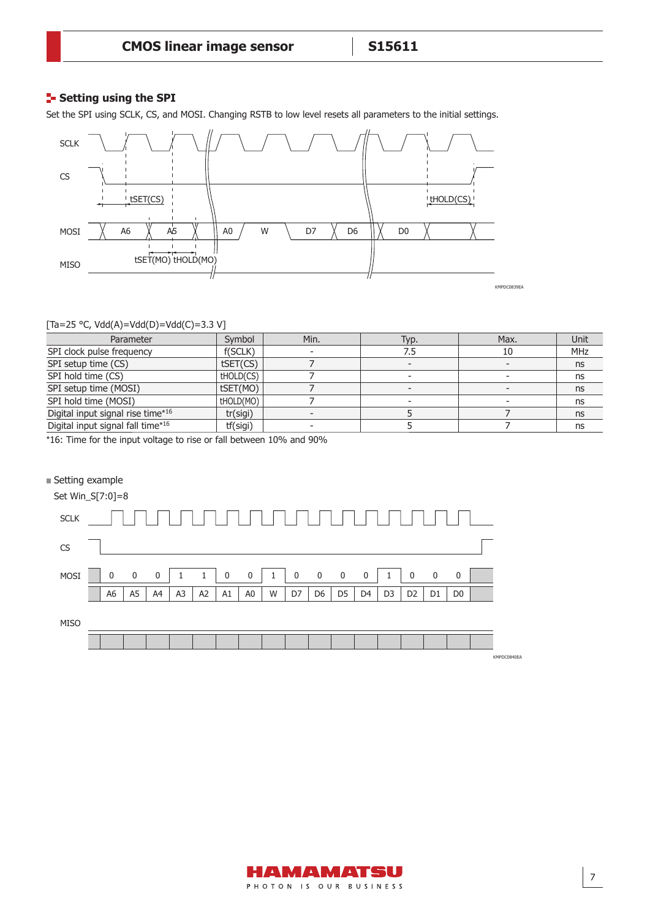## Setting using the SPI

Set the SPI using SCLK, CS, and MOSI. Changing RSTB to low level resets all parameters to the initial settings.

KMPDC0839EA

[Ta=25 °C, Vdd(A)=Vdd(D)=Vdd(C)=3.3 V]

| Parameter | Symbol | Min. | Typ. | Max. | Unit |
|---|---|---|---|---|---|
| SPI clock pulse frequency | f(SCLK) | - | 7.5 | 10 | MHz |
| SPI setup time (CS) | tSET(CS) | 7 | - | - | ns |
| SPI hold time (CS) | tHOLD(CS) | 7 | - | - | ns |
| SPI setup time (MOSI) | tSET(MO) | 7 | - | - | ns |
| SPI hold time (MOSI) | tHOLD(MO) | 7 | - | - | ns |
| Digital input signal rise time*16 | tr(sigi) | - | 5 | 7 | ns |
| Digital input signal fall time*16 | tf(sigi) | - | 5 | 7 | ns |

*16: Time for the input voltage to rise or fall between 10% and 90%

■ Setting example

Set Win_S[7:0]=8

| MOSI | 0 | 0 | 0 | 1 | 1 | 0 | 0 | 1 | 0 | 0 | 0 | 0 | 1 | 0 | 0 | 0 |
|---|---|---|---|---|---|---|---|---|---|---|---|---|---|---|---|---|
| | A6 | A5 | A4 | A3 | A2 | A1 | A0 | W | D7 | D6 | D5 | D4 | D3 | D2 | D1 | D0 |

KMPDC0840EA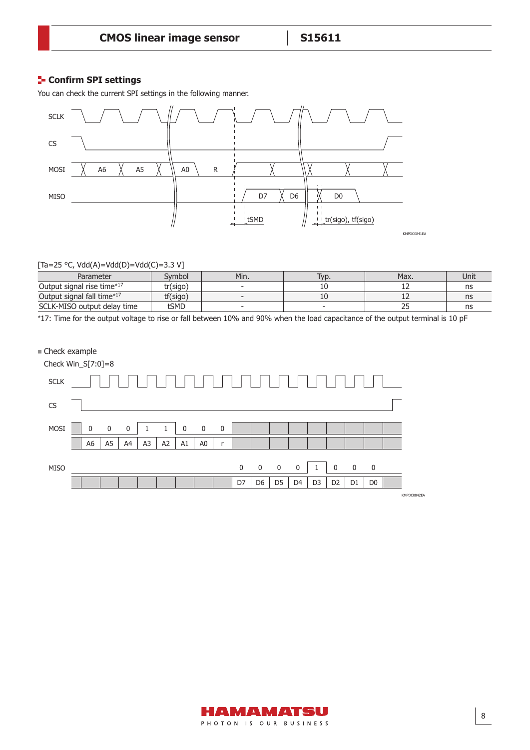## Confirm SPI settings

You can check the current SPI settings in the following manner.

[Ta=25 °C, Vdd(A)=Vdd(D)=Vdd(C)=3.3 V]

| Parameter | Symbol | Min. | Typ. | Max. | Unit |
|---|---|---|---|---|---|
| Output signal rise time*17 | tr(sigo) | - | 10 | 12 | ns |
| Output signal fall time*17 | tf(sigo) | - | 10 | 12 | ns |
| SCLK-MISO output delay time | tSMD | - | - | 25 | ns |

*17: Time for the output voltage to rise or fall between 10% and 90% when the load capacitance of the output terminal is 10 pF

■ Check example

Check Win_S[7:0]=8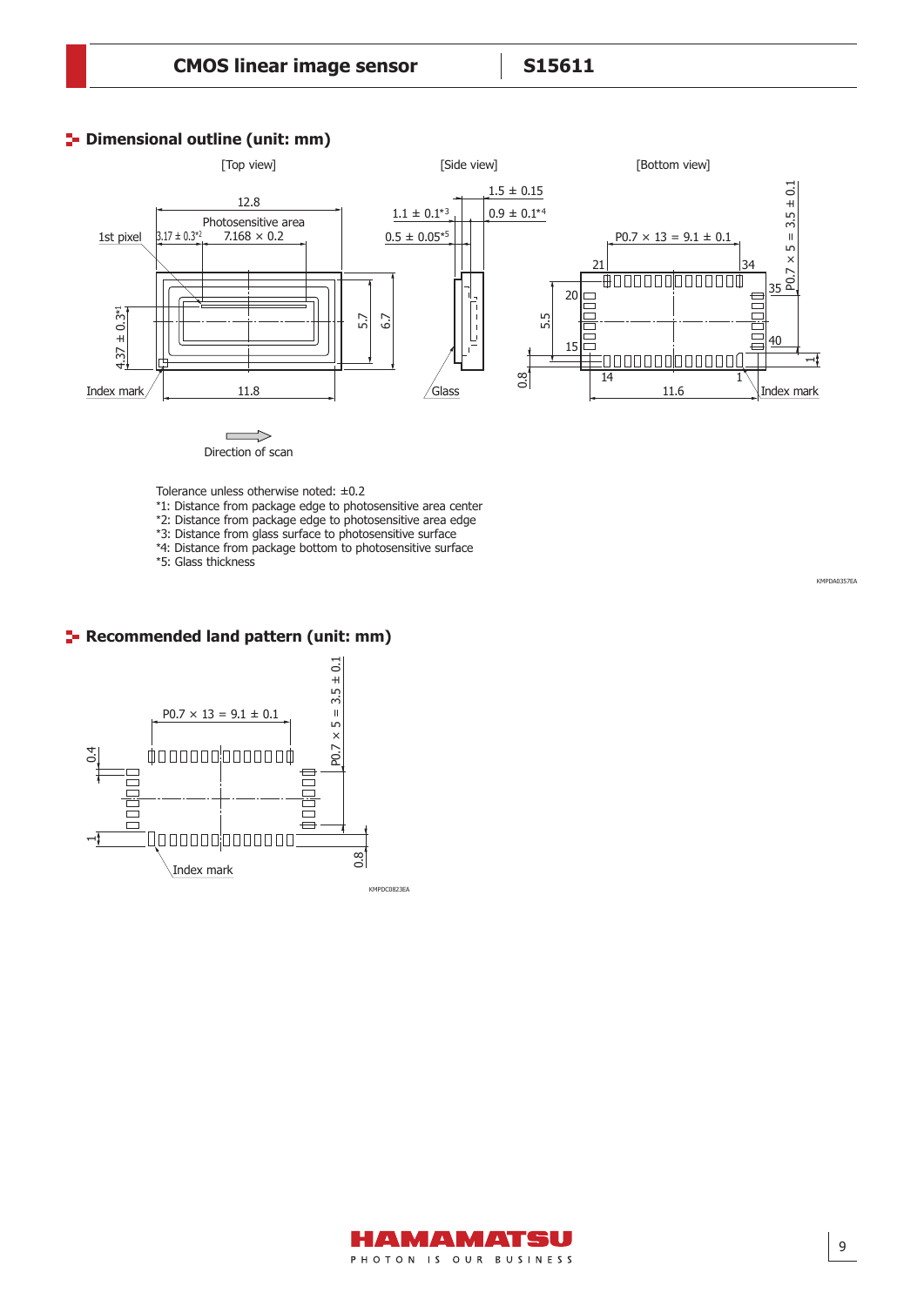## Dimensional outline (unit: mm)

[Top view] [Side view] [Bottom view]

Direction of scan

Tolerance unless otherwise noted: ±0.2

*1: Distance from package edge to photosensitive area center
*2: Distance from package edge to photosensitive area edge
*3: Distance from glass surface to photosensitive surface
*4: Distance from package bottom to photosensitive surface
*5: Glass thickness

KMPDA0357EA

## Recommended land pattern (unit: mm)

KMPDC0823EA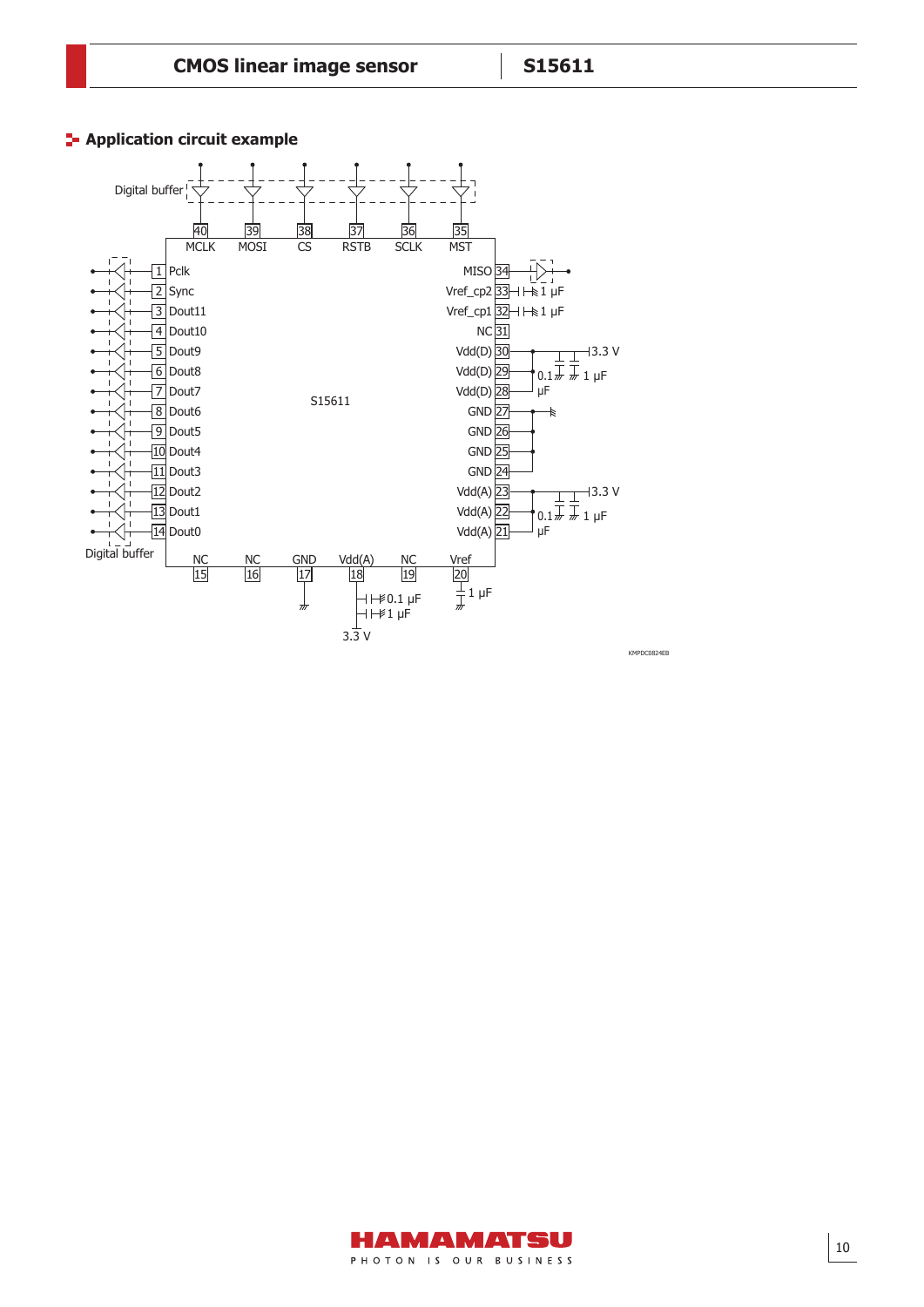## Application circuit example

KMPDC0824EB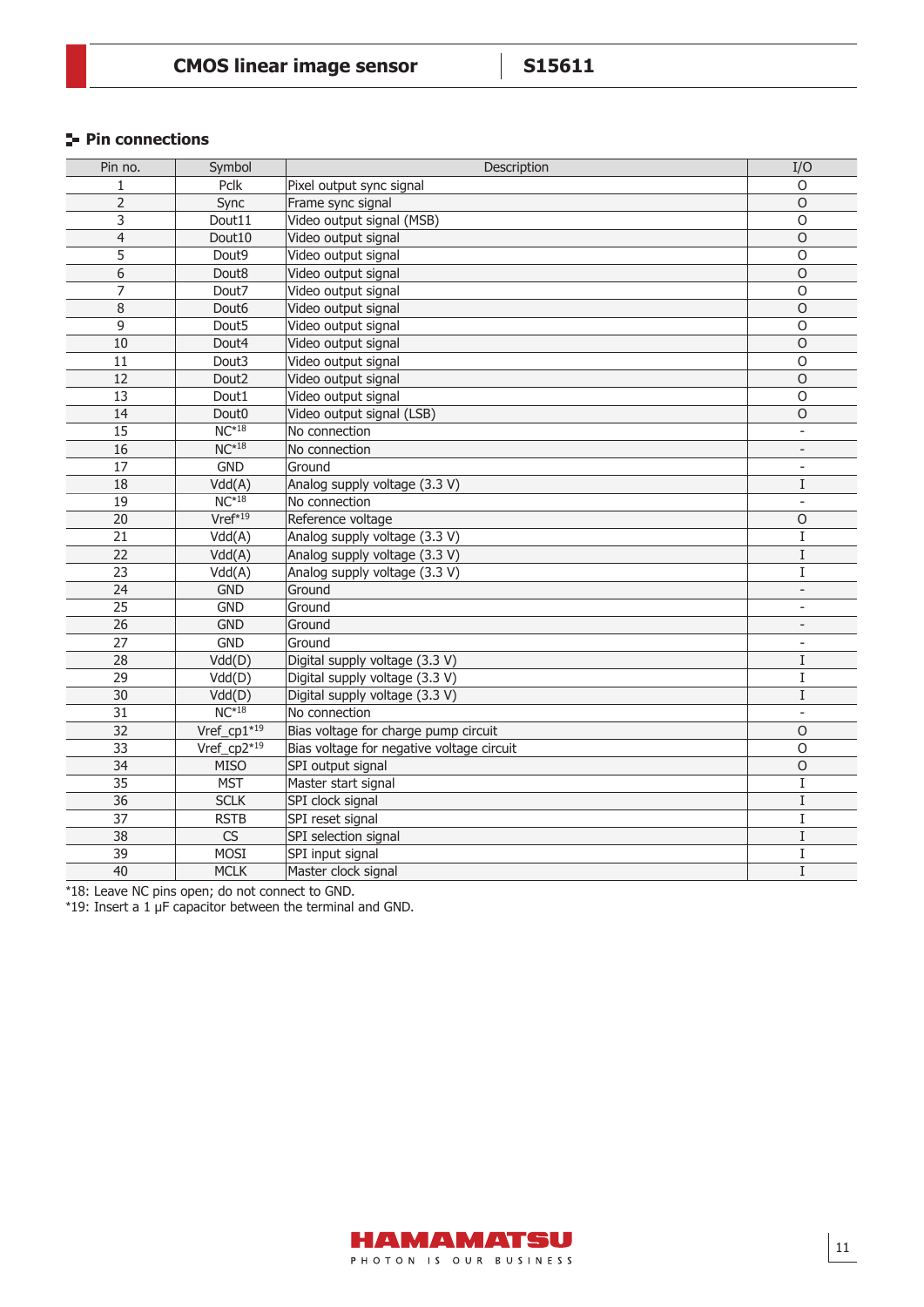## Pin connections

| Pin no. | Symbol | Description | I/O |
|---|---|---|---|
| 1 | Pclk | Pixel output sync signal | O |
| 2 | Sync | Frame sync signal | O |
| 3 | Dout11 | Video output signal (MSB) | O |
| 4 | Dout10 | Video output signal | O |
| 5 | Dout9 | Video output signal | O |
| 6 | Dout8 | Video output signal | O |
| 7 | Dout7 | Video output signal | O |
| 8 | Dout6 | Video output signal | O |
| 9 | Dout5 | Video output signal | O |
| 10 | Dout4 | Video output signal | O |
| 11 | Dout3 | Video output signal | O |
| 12 | Dout2 | Video output signal | O |
| 13 | Dout1 | Video output signal | O |
| 14 | Dout0 | Video output signal (LSB) | O |
| 15 | NC*18 | No connection | - |
| 16 | NC*18 | No connection | - |
| 17 | GND | Ground | - |
| 18 | Vdd(A) | Analog supply voltage (3.3 V) | I |
| 19 | NC*18 | No connection | - |
| 20 | Vref*19 | Reference voltage | O |
| 21 | Vdd(A) | Analog supply voltage (3.3 V) | I |
| 22 | Vdd(A) | Analog supply voltage (3.3 V) | I |
| 23 | Vdd(A) | Analog supply voltage (3.3 V) | I |
| 24 | GND | Ground | - |
| 25 | GND | Ground | - |
| 26 | GND | Ground | - |
| 27 | GND | Ground | - |
| 28 | Vdd(D) | Digital supply voltage (3.3 V) | I |
| 29 | Vdd(D) | Digital supply voltage (3.3 V) | I |
| 30 | Vdd(D) | Digital supply voltage (3.3 V) | I |
| 31 | NC*18 | No connection | - |
| 32 | Vref_cp1*19 | Bias voltage for charge pump circuit | O |
| 33 | Vref_cp2*19 | Bias voltage for negative voltage circuit | O |
| 34 | MISO | SPI output signal | O |
| 35 | MST | Master start signal | I |
| 36 | SCLK | SPI clock signal | I |
| 37 | RSTB | SPI reset signal | I |
| 38 | CS | SPI selection signal | I |
| 39 | MOSI | SPI input signal | I |
| 40 | MCLK | Master clock signal | I |

*18: Leave NC pins open; do not connect to GND.
*19: Insert a 1 μF capacitor between the terminal and GND.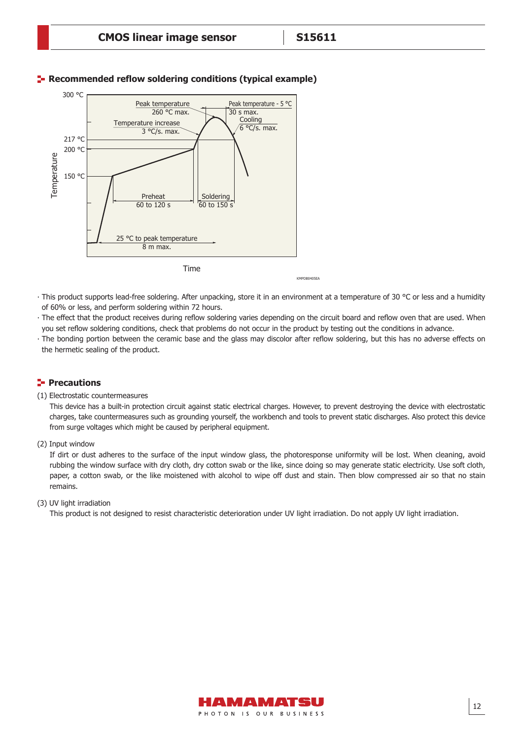## Recommended reflow soldering conditions (typical example)

Temperature

300 °C

Peak temperature
260 °C max.

Peak temperature - 5 °C
30 s max.

Cooling
6 °C/s. max.

Temperature increase
3 °C/s. max.

217 °C

200 °C

150 °C

Preheat
60 to 120 s

Soldering
60 to 150 s

25 °C to peak temperature
8 m max.

Time

KMPDB0405EA

- This product supports lead-free soldering. After unpacking, store it in an environment at a temperature of 30 °C or less and a humidity of 60% or less, and perform soldering within 72 hours.
- The effect that the product receives during reflow soldering varies depending on the circuit board and reflow oven that are used. When you set reflow soldering conditions, check that problems do not occur in the product by testing out the conditions in advance.
- The bonding portion between the ceramic base and the glass may discolor after reflow soldering, but this has no adverse effects on the hermetic sealing of the product.

## Precautions

(1) Electrostatic countermeasures

This device has a built-in protection circuit against static electrical charges. However, to prevent destroying the device with electrostatic charges, take countermeasures such as grounding yourself, the workbench and tools to prevent static discharges. Also protect this device from surge voltages which might be caused by peripheral equipment.

(2) Input window

If dirt or dust adheres to the surface of the input window glass, the photoresponse uniformity will be lost. When cleaning, avoid rubbing the window surface with dry cloth, dry cotton swab or the like, since doing so may generate static electricity. Use soft cloth, paper, a cotton swab, or the like moistened with alcohol to wipe off dust and stain. Then blow compressed air so that no stain remains.

(3) UV light irradiation

This product is not designed to resist characteristic deterioration under UV light irradiation. Do not apply UV light irradiation.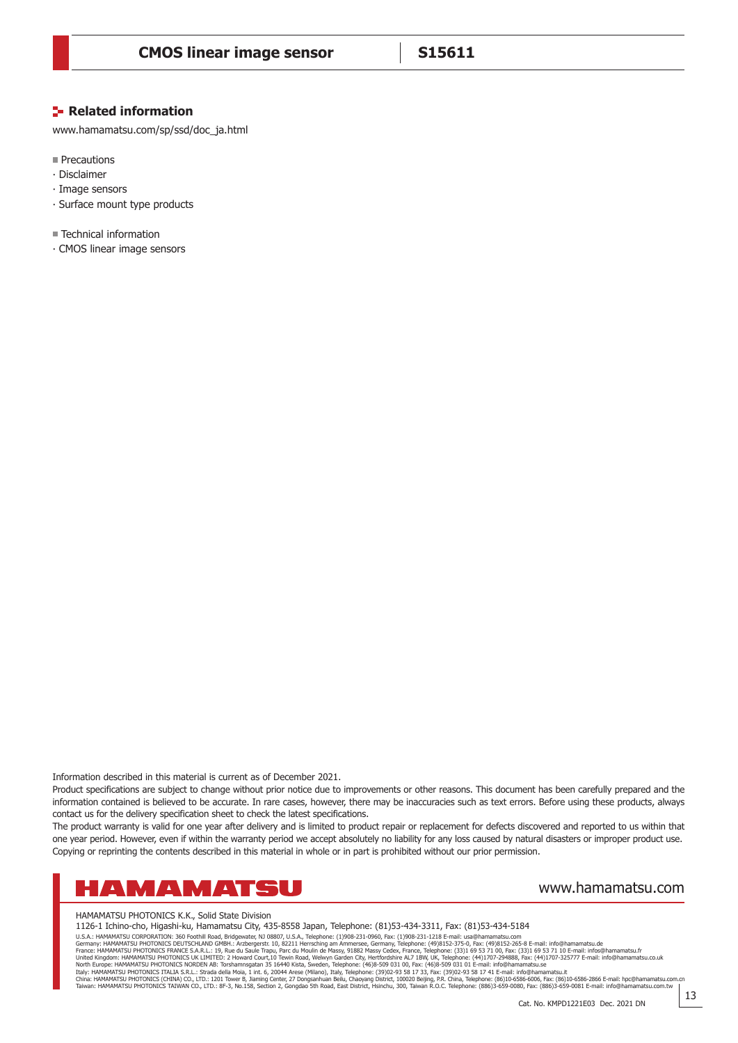## Related information

www.hamamatsu.com/sp/ssd/doc_ja.html

- Precautions
  - · Disclaimer
  - · Image sensors
  - · Surface mount type products

- Technical information
  - · CMOS linear image sensors

Information described in this material is current as of December 2021.

Product specifications are subject to change without prior notice due to improvements or other reasons. This document has been carefully prepared and the information contained is believed to be accurate. In rare cases, however, there may be inaccuracies such as text errors. Before using these products, always contact us for the delivery specification sheet to check the latest specifications.

The product warranty is valid for one year after delivery and is limited to product repair or replacement for defects discovered and reported to us within that one year period. However, even if within the warranty period we accept absolutely no liability for any loss caused by natural disasters or improper product use. Copying or reprinting the contents described in this material in whole or in part is prohibited without our prior permission.

**HAMAMATSU**

www.hamamatsu.com

HAMAMATSU PHOTONICS K.K., Solid State Division

1126-1 Ichino-cho, Higashi-ku, Hamamatsu City, 435-8558 Japan, Telephone: (81)53-434-3311, Fax: (81)53-434-5184

U.S.A.: HAMAMATSU CORPORATION: 360 Foothill Road, Bridgewater, NJ 08807, U.S.A., Telephone: (1)908-231-0960, Fax: (1)908-231-1218 E-mail: usa@hamamatsu.com
Germany: HAMAMATSU PHOTONICS DEUTSCHLAND GMBH.: Arzbergerstr. 10, 82211 Herrsching am Ammersee, Germany, Telephone: (49)8152-375-0, Fax: (49)8152-265-8 E-mail: info@hamamatsu.de
France: HAMAMATSU PHOTONICS FRANCE S.A.R.L.: 19, Rue du Saule Trapu, Parc du Moulin de Massy, 91882 Massy Cedex, France, Telephone: (33)1 69 53 71 00, Fax: (33)1 69 53 71 10 E-mail: infos@hamamatsu.fr
United Kingdom: HAMAMATSU PHOTONICS UK LIMITED: 2 Howard Court,10 Tewin Road, Welwyn Garden City, Hertfordshire AL7 1BW, UK, Telephone: (44)1707-294888, Fax: (44)1707-325777 E-mail: info@hamamatsu.co.uk
North Europe: HAMAMATSU PHOTONICS NORDEN AB: Torshamnsgatan 35 16440 Kista, Sweden, Telephone: (46)8-509 031 00, Fax: (46)8-509 031 01 E-mail: info@hamamatsu.se
Italy: HAMAMATSU PHOTONICS ITALIA S.R.L.: Strada della Moia, 1 int. 6, 20044 Arese (Milano), Italy, Telephone: (39)02-93 58 17 33, Fax: (39)02-93 58 17 41 E-mail: info@hamamatsu.it
China: HAMAMATSU PHOTONICS (CHINA) CO., LTD.: 1201 Tower B, Jiaming Center, 27 Dongsanhuan Beilu, Chaoyang District, 100020 Beijing, P.R. China, Telephone: (86)10-6586-6006, Fax: (86)10-6586-2866 E-mail: hpc@hamamatsu.com.cn
Taiwan: HAMAMATSU PHOTONICS TAIWAN CO., LTD.: 8F-3, No.158, Section 2, Gongdao 5th Road, East District, Hsinchu, 300, Taiwan R.O.C. Telephone: (886)3-659-0080, Fax: (886)3-659-0081 E-mail: info@hamamatsu.com.tw

Cat. No. KMPD1221E03 Dec. 2021 DN